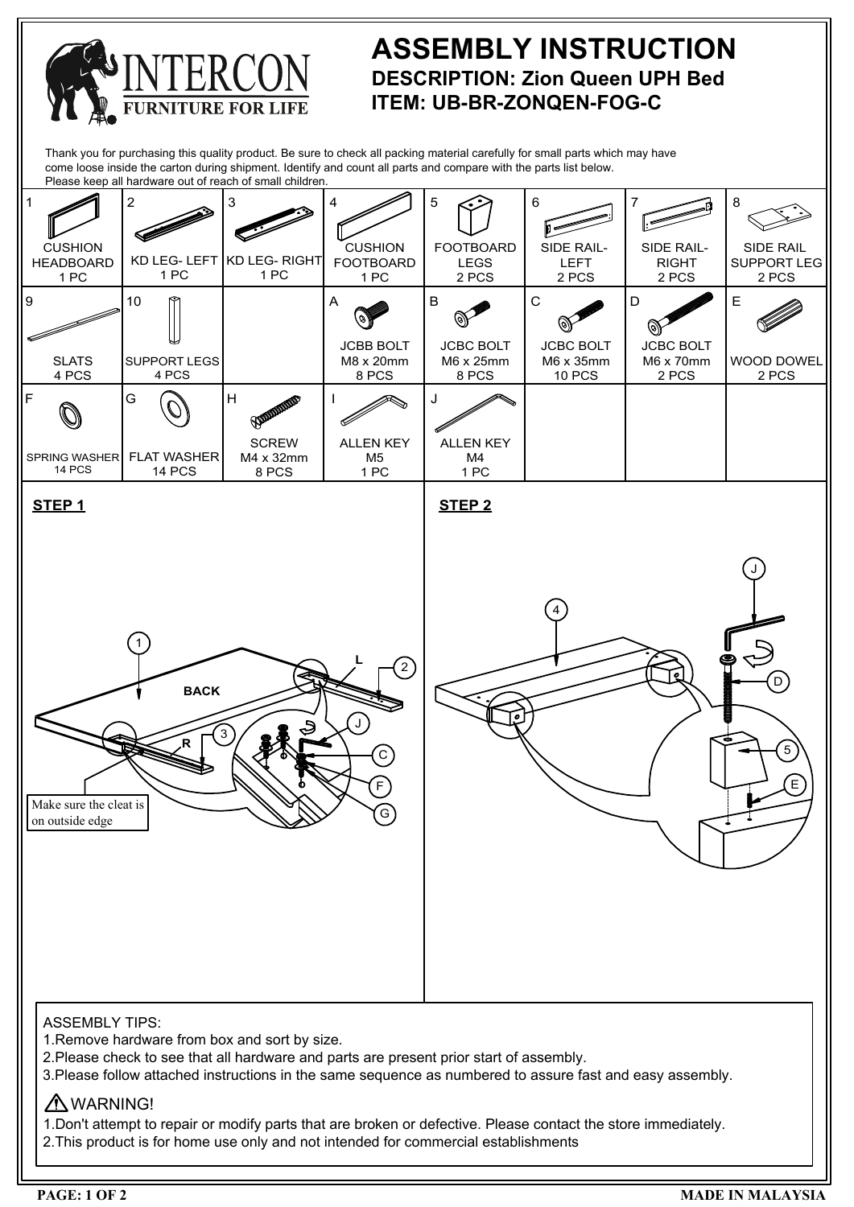# INTERCON

FURNITURE FOR LIFE

# ASSEMBLY INSTRUCTION

## DESCRIPTION: Zion Queen UPH Bed

## ITEM: UB-BR-ZONQEN-FOG-C

Thank you for purchasing this quality product. Be sure to check all packing material carefully for small parts which may have come loose inside the carton during shipment. Identify and count all parts and compare with the parts list below.
Please keep all hardware out of reach of small children.

| 1 | 2 | 3 | 4 | 5 | 6 | 7 | 8 |
|---|---|---|---|---|---|---|---|
| CUSHION HEADBOARD 1 PC | KD LEG- LEFT 1 PC | KD LEG- RIGHT 1 PC | CUSHION FOOTBOARD 1 PC | FOOTBOARD LEGS 2 PCS | SIDE RAIL- LEFT 2 PCS | SIDE RAIL- RIGHT 2 PCS | SIDE RAIL SUPPORT LEG 2 PCS |
| **9** | **10** | | **A** | **B** | **C** | **D** | **E** |
| SLATS 4 PCS | SUPPORT LEGS 4 PCS | | JCBB BOLT M8 x 20mm 8 PCS | JCBC BOLT M6 x 25mm 8 PCS | JCBC BOLT M6 x 35mm 10 PCS | JCBC BOLT M6 x 70mm 2 PCS | WOOD DOWEL 2 PCS |
| **F** | **G** | **H** | **I** | **J** | | | |
| SPRING WASHER 14 PCS | FLAT WASHER 14 PCS | SCREW M4 x 32mm 8 PCS | ALLEN KEY M5 1 PC | ALLEN KEY M4 1 PC | | | |

**STEP 1**

BACK

Make sure the cleat is on outside edge

**STEP 2**

ASSEMBLY TIPS:

1. Remove hardware from box and sort by size.
2. Please check to see that all hardware and parts are present prior start of assembly.
3. Please follow attached instructions in the same sequence as numbered to assure fast and easy assembly.

⚠ WARNING!

1. Don't attempt to repair or modify parts that are broken or defective. Please contact the store immediately.
2. This product is for home use only and not intended for commercial establishments

MADE IN MALAYSIA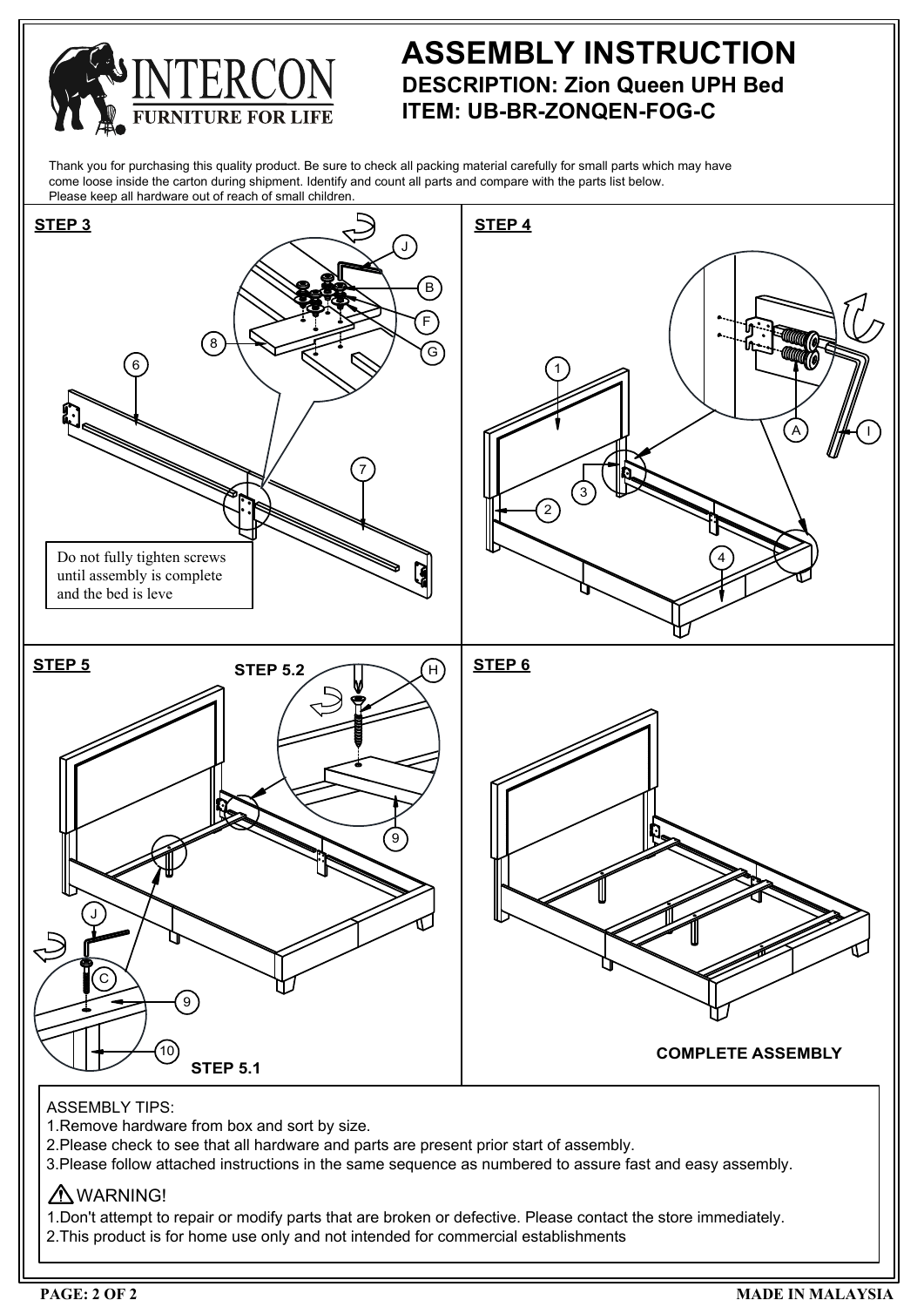# ASSEMBLY INSTRUCTION

**DESCRIPTION: Zion Queen UPH Bed**

**ITEM: UB-BR-ZONQEN-FOG-C**

INTERCON
FURNITURE FOR LIFE

Thank you for purchasing this quality product. Be sure to check all packing material carefully for small parts which may have come loose inside the carton during shipment. Identify and count all parts and compare with the parts list below. Please keep all hardware out of reach of small children.

**STEP 3**

J
B
F
G
8
6
7

Do not fully tighten screws until assembly is complete and the bed is leve

**STEP 4**

1
A
I
3
2
4

**STEP 5**

**STEP 5.2**

H
9
J
C
9
10

**STEP 5.1**

**STEP 6**

**COMPLETE ASSEMBLY**

ASSEMBLY TIPS:

1.Remove hardware from box and sort by size.
2.Please check to see that all hardware and parts are present prior start of assembly.
3.Please follow attached instructions in the same sequence as numbered to assure fast and easy assembly.

⚠ WARNING!

1.Don't attempt to repair or modify parts that are broken or defective. Please contact the store immediately.
2.This product is for home use only and not intended for commercial establishments

MADE IN MALAYSIA